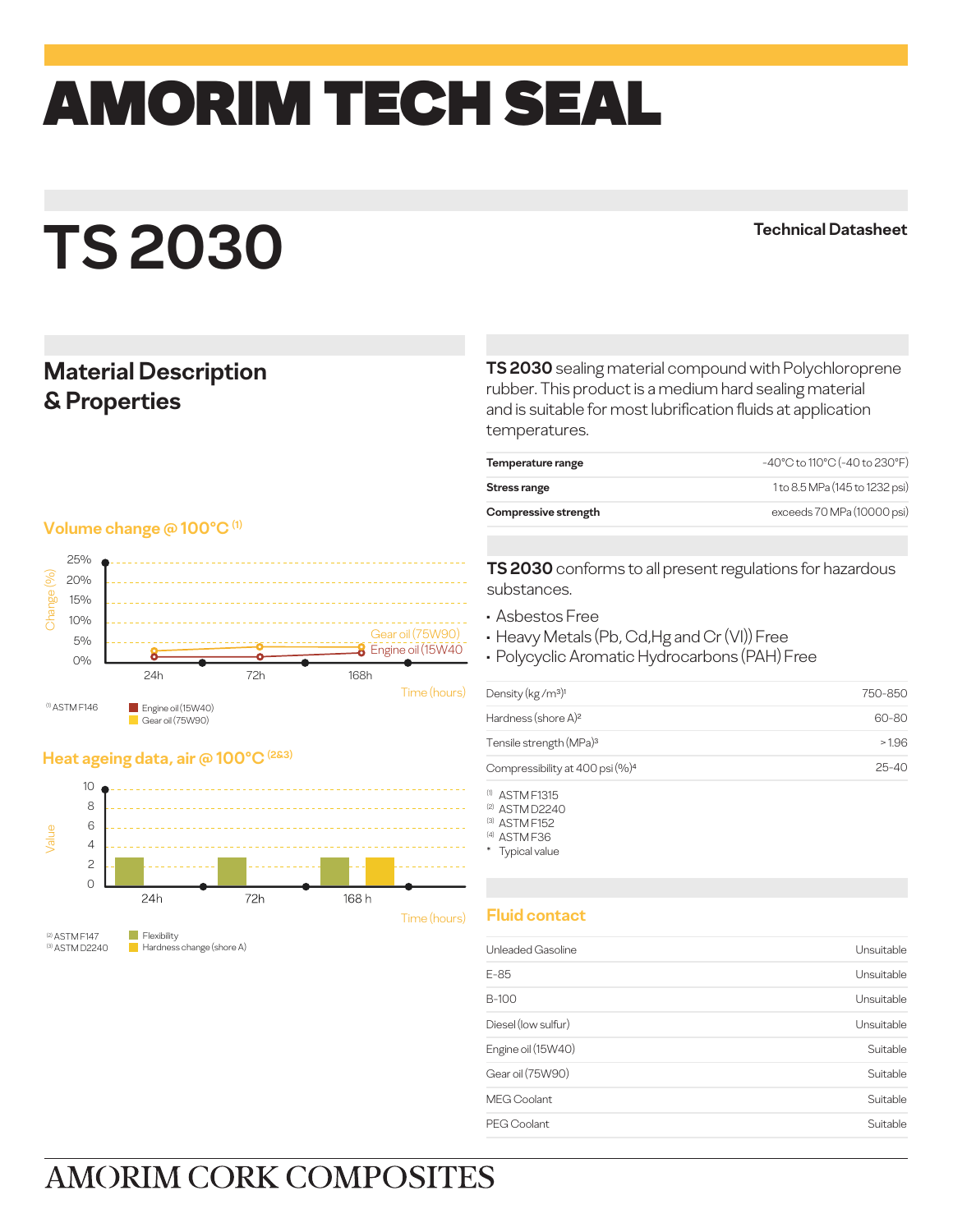# AMORIM TECH SEAL

# TS 2030

Technical Datasheet

## Material Description & Properties

**TS 2030** sealing material compound with Polychloroprene rubber. This product is a medium hard sealing material and is suitable for most lubrification fluids at application temperatures.

| | |
|---|---|
| **Temperature range** | -40°C to 110°C (-40 to 230°F) |
| **Stress range** | 1 to 8.5 MPa (145 to 1232 psi) |
| **Compressive strength** | exceeds 70 MPa (10000 psi) |

**TS 2030** conforms to all present regulations for hazardous substances.

- Asbestos Free
- Heavy Metals (Pb, Cd,Hg and Cr (VI)) Free
- Polycyclic Aromatic Hydrocarbons (PAH) Free

| | |
|---|---|
| Density (kg/m³)[1] | 750-850 |
| Hardness (shore A)[2] | 60-80 |
| Tensile strength (MPa)[3] | > 1.96 |
| Compressibility at 400 psi (%)[4] | 25-40 |

(1) ASTM F1315
(2) ASTM D2240
(3) ASTM F152
(4) ASTM F36
\* Typical value

### Volume change @ 100°C (1)

Change (%) 0%–25%; Time (hours): 24h, 72h, 168h

Gear oil (75W90)
Engine oil (15W40)

(1) ASTM F146
Engine oil (15W40)
Gear oil (75W90)

### Heat ageing data, air @ 100°C (2&3)

Value 0–10; Time (hours): 24h, 72h, 168 h

(2) ASTM F147
(3) ASTM D2240
Flexibility
Hardness change (shore A)

### Fluid contact

| | |
|---|---|
| Unleaded Gasoline | Unsuitable |
| E-85 | Unsuitable |
| B-100 | Unsuitable |
| Diesel (low sulfur) | Unsuitable |
| Engine oil (15W40) | Suitable |
| Gear oil (75W90) | Suitable |
| MEG Coolant | Suitable |
| PEG Coolant | Suitable |

AMORIM CORK COMPOSITES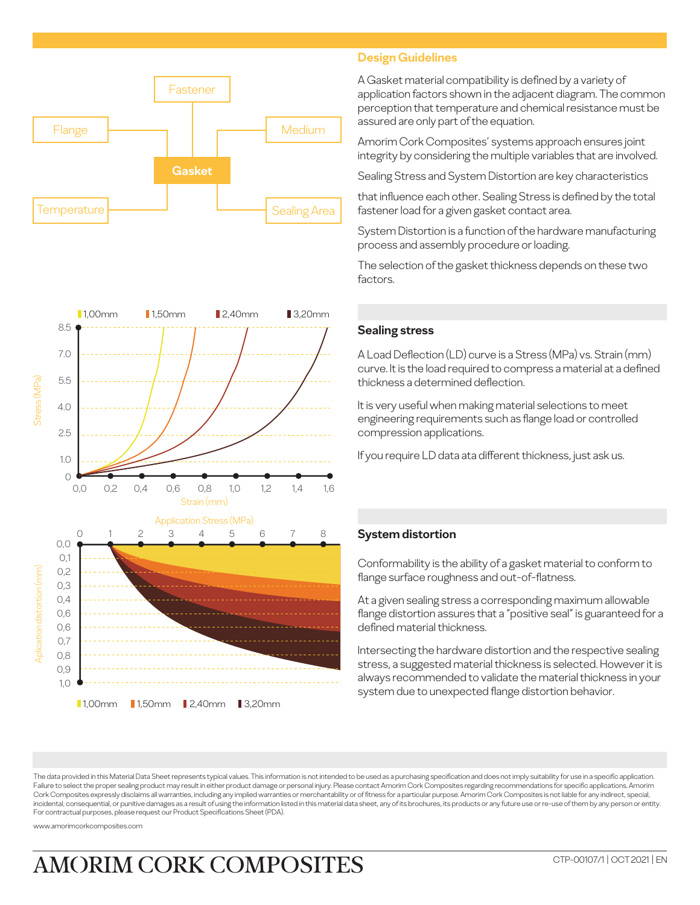Fastener

Flange

Medium

Gasket

Temperature

Sealing Area

## Design Guidelines

A Gasket material compatibility is defined by a variety of application factors shown in the adjacent diagram. The common perception that temperature and chemical resistance must be assured are only part of the equation.

Amorim Cork Composites' systems approach ensures joint integrity by considering the multiple variables that are involved.

Sealing Stress and System Distortion are key characteristics

that influence each other. Sealing Stress is defined by the total fastener load for a given gasket contact area.

System Distortion is a function of the hardware manufacturing process and assembly procedure or loading.

The selection of the gasket thickness depends on these two factors.

1,00mm 1,50mm 2,40mm 3,20mm

Stress (MPa)

8.5
7.0
5.5
4.0
2.5
1.0
0

0,0 0,2 0,4 0,6 0,8 1,0 1,2 1,4 1,6

Strain (mm)

### Sealing stress

A Load Deflection (LD) curve is a Stress (MPa) vs. Strain (mm) curve. It is the load required to compress a material at a defined thickness a determined deflection.

It is very useful when making material selections to meet engineering requirements such as flange load or controlled compression applications.

If you require LD data ata different thickness, just ask us.

Application Stress (MPa)

0 1 2 3 4 5 6 7 8

Aplication distortion (mm)

0,0
0,1
0,2
0,3
0,4
0,6
0,6
0,7
0,8
0,9
1,0

1,00mm 1,50mm 2,40mm 3,20mm

### System distortion

Conformability is the ability of a gasket material to conform to flange surface roughness and out-of-flatness.

At a given sealing stress a corresponding maximum allowable flange distortion assures that a "positive seal" is guaranteed for a defined material thickness.

Intersecting the hardware distortion and the respective sealing stress, a suggested material thickness is selected. However it is always recommended to validate the material thickness in your system due to unexpected flange distortion behavior.

The data provided in this Material Data Sheet represents typical values. This information is not intended to be used as a purchasing specification and does not imply suitability for use in a specific application. Failure to select the proper sealing product may result in either product damage or personal injury. Please contact Amorim Cork Composites regarding recommendations for specific applications. Amorim Cork Composites expressly disclaims all warranties, including any implied warranties or merchantability or of fitness for a particular purpose. Amorim Cork Composites is not liable for any indirect, special, incidental, consequential, or punitive damages as a result of using the information listed in this material data sheet, any of its brochures, its products or any future use or re-use of them by any person or entity. For contractual purposes, please request our Product Specifications Sheet (PDA).

www.amorimcorkcomposites.com

AMORIM CORK COMPOSITES

CTP-00107/1 | OCT 2021 | EN